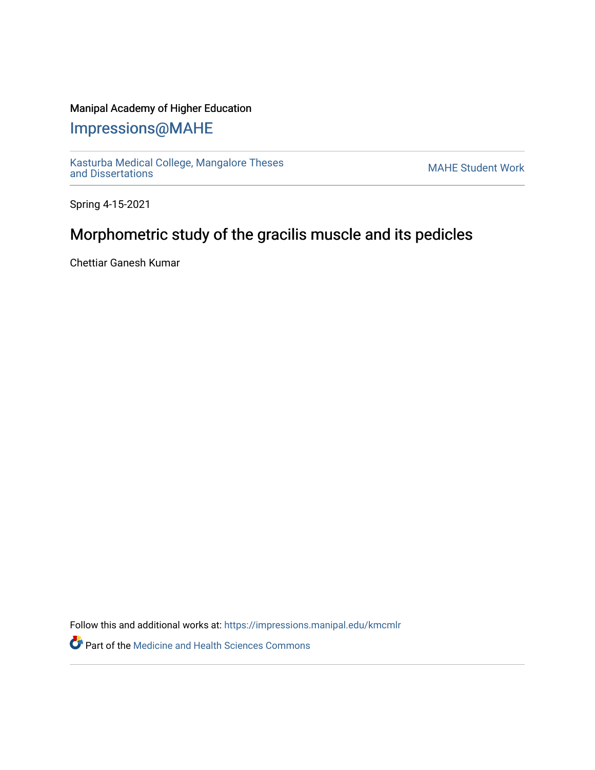Manipal Academy of Higher Education

# Impressions@MAHE

Kasturba Medical College, Mangalore Theses and Dissertations

MAHE Student Work

Spring 4-15-2021

## Morphometric study of the gracilis muscle and its pedicles

Chettiar Ganesh Kumar

Follow this and additional works at: https://impressions.manipal.edu/kmcmlr

Part of the Medicine and Health Sciences Commons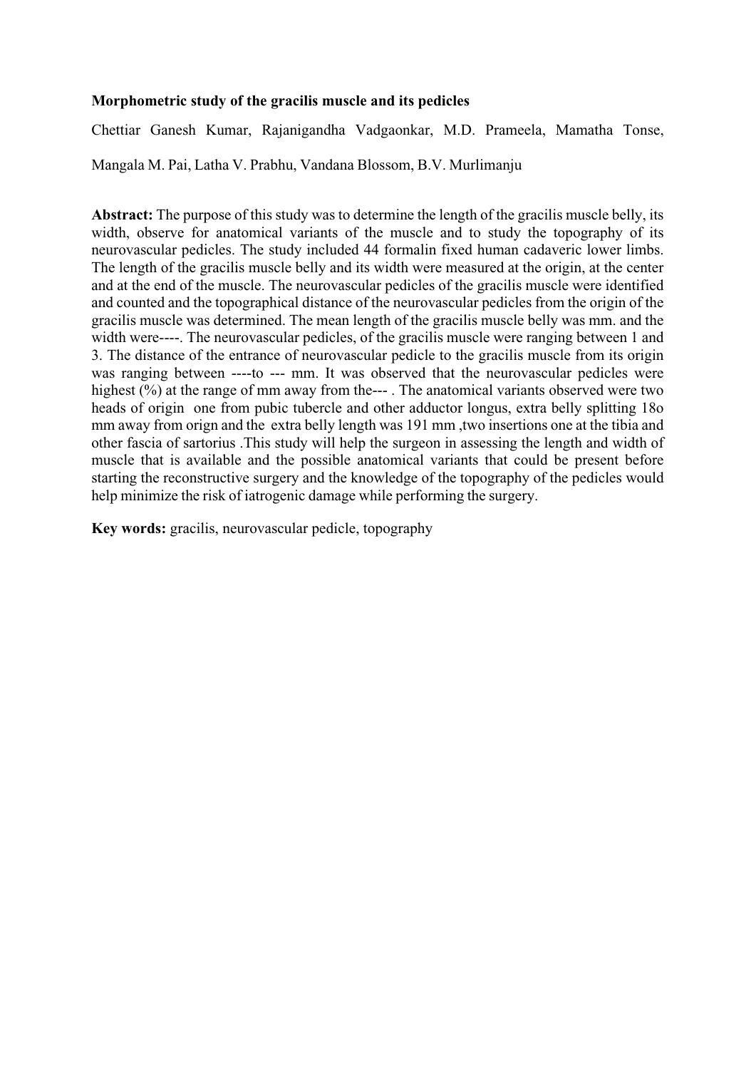**Morphometric study of the gracilis muscle and its pedicles**

Chettiar Ganesh Kumar, Rajanigandha Vadgaonkar, M.D. Prameela, Mamatha Tonse, Mangala M. Pai, Latha V. Prabhu, Vandana Blossom, B.V. Murlimanju

**Abstract:** The purpose of this study was to determine the length of the gracilis muscle belly, its width, observe for anatomical variants of the muscle and to study the topography of its neurovascular pedicles. The study included 44 formalin fixed human cadaveric lower limbs. The length of the gracilis muscle belly and its width were measured at the origin, at the center and at the end of the muscle. The neurovascular pedicles of the gracilis muscle were identified and counted and the topographical distance of the neurovascular pedicles from the origin of the gracilis muscle was determined. The mean length of the gracilis muscle belly was mm. and the width were----. The neurovascular pedicles, of the gracilis muscle were ranging between 1 and 3. The distance of the entrance of neurovascular pedicle to the gracilis muscle from its origin was ranging between ----to --- mm. It was observed that the neurovascular pedicles were highest (%) at the range of mm away from the--- . The anatomical variants observed were two heads of origin one from pubic tubercle and other adductor longus, extra belly splitting 18o mm away from orign and the extra belly length was 191 mm ,two insertions one at the tibia and other fascia of sartorius .This study will help the surgeon in assessing the length and width of muscle that is available and the possible anatomical variants that could be present before starting the reconstructive surgery and the knowledge of the topography of the pedicles would help minimize the risk of iatrogenic damage while performing the surgery.

**Key words:** gracilis, neurovascular pedicle, topography